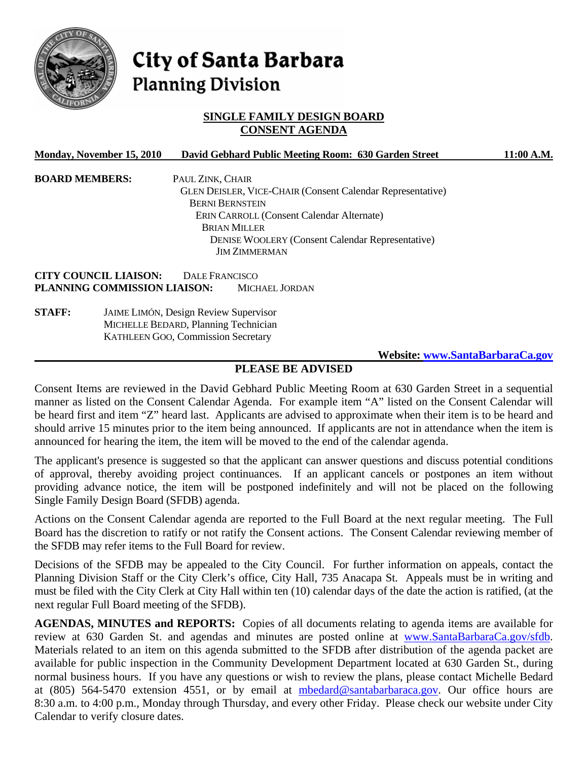# City of Santa Barbara
## Planning Division

### SINGLE FAMILY DESIGN BOARD
### CONSENT AGENDA

**Monday, November 15, 2010 David Gebhard Public Meeting Room: 630 Garden Street 11:00 A.M.**

**BOARD MEMBERS:**
PAUL ZINK, CHAIR
GLEN DEISLER, VICE-CHAIR (Consent Calendar Representative)
BERNI BERNSTEIN
ERIN CARROLL (Consent Calendar Alternate)
BRIAN MILLER
DENISE WOOLERY (Consent Calendar Representative)
JIM ZIMMERMAN

**CITY COUNCIL LIAISON:** DALE FRANCISCO
**PLANNING COMMISSION LIAISON:** MICHAEL JORDAN

**STAFF:**
JAIME LIMÓN, Design Review Supervisor
MICHELLE BEDARD, Planning Technician
KATHLEEN GOO, Commission Secretary

**Website: www.SantaBarbaraCa.gov**

### PLEASE BE ADVISED

Consent Items are reviewed in the David Gebhard Public Meeting Room at 630 Garden Street in a sequential manner as listed on the Consent Calendar Agenda. For example item "A" listed on the Consent Calendar will be heard first and item "Z" heard last. Applicants are advised to approximate when their item is to be heard and should arrive 15 minutes prior to the item being announced. If applicants are not in attendance when the item is announced for hearing the item, the item will be moved to the end of the calendar agenda.

The applicant's presence is suggested so that the applicant can answer questions and discuss potential conditions of approval, thereby avoiding project continuances. If an applicant cancels or postpones an item without providing advance notice, the item will be postponed indefinitely and will not be placed on the following Single Family Design Board (SFDB) agenda.

Actions on the Consent Calendar agenda are reported to the Full Board at the next regular meeting. The Full Board has the discretion to ratify or not ratify the Consent actions. The Consent Calendar reviewing member of the SFDB may refer items to the Full Board for review.

Decisions of the SFDB may be appealed to the City Council. For further information on appeals, contact the Planning Division Staff or the City Clerk's office, City Hall, 735 Anacapa St. Appeals must be in writing and must be filed with the City Clerk at City Hall within ten (10) calendar days of the date the action is ratified, (at the next regular Full Board meeting of the SFDB).

**AGENDAS, MINUTES and REPORTS:** Copies of all documents relating to agenda items are available for review at 630 Garden St. and agendas and minutes are posted online at www.SantaBarbaraCa.gov/sfdb. Materials related to an item on this agenda submitted to the SFDB after distribution of the agenda packet are available for public inspection in the Community Development Department located at 630 Garden St., during normal business hours. If you have any questions or wish to review the plans, please contact Michelle Bedard at (805) 564-5470 extension 4551, or by email at mbedard@santabarbaraca.gov. Our office hours are 8:30 a.m. to 4:00 p.m., Monday through Thursday, and every other Friday. Please check our website under City Calendar to verify closure dates.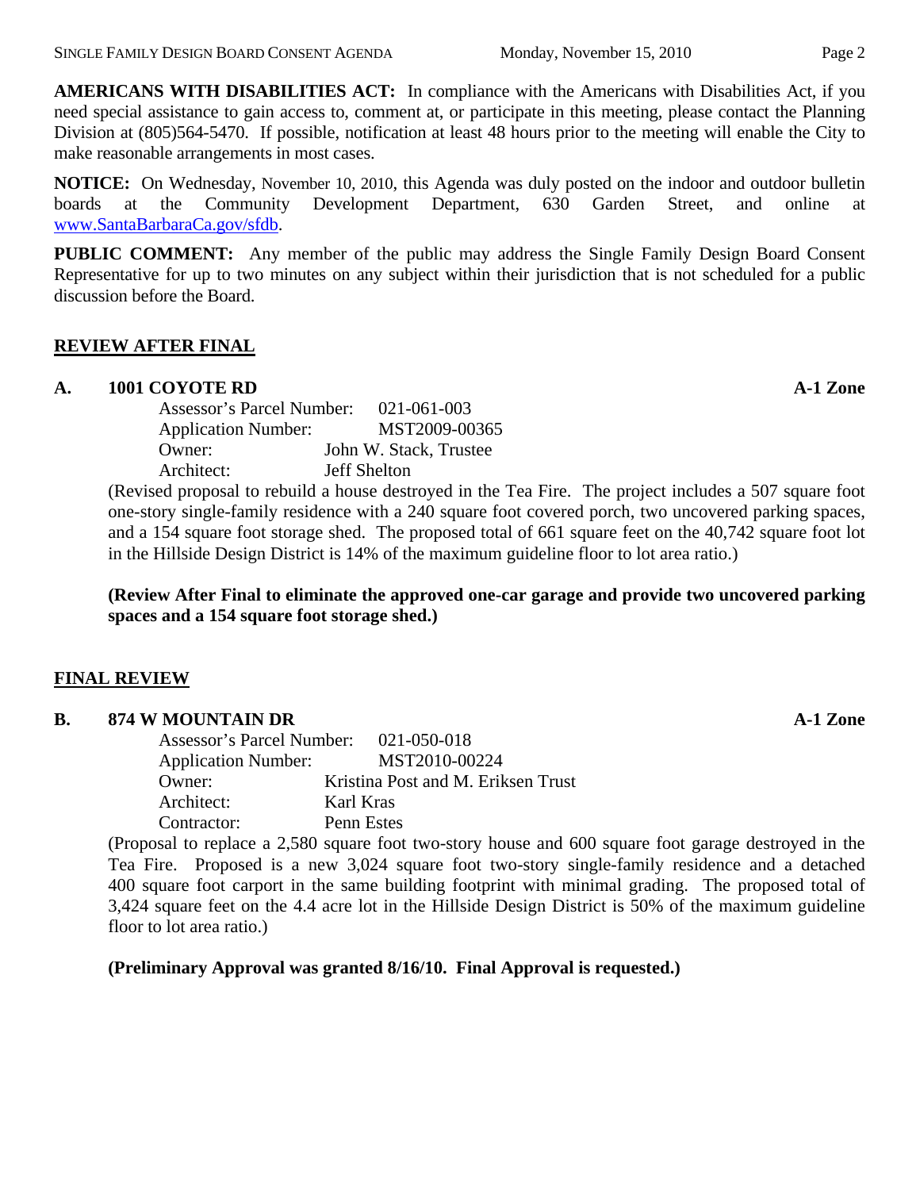**AMERICANS WITH DISABILITIES ACT:** In compliance with the Americans with Disabilities Act, if you need special assistance to gain access to, comment at, or participate in this meeting, please contact the Planning Division at (805)564-5470. If possible, notification at least 48 hours prior to the meeting will enable the City to make reasonable arrangements in most cases.

**NOTICE:** On Wednesday, November 10, 2010, this Agenda was duly posted on the indoor and outdoor bulletin boards at the Community Development Department, 630 Garden Street, and online at www.SantaBarbaraCa.gov/sfdb.

**PUBLIC COMMENT:** Any member of the public may address the Single Family Design Board Consent Representative for up to two minutes on any subject within their jurisdiction that is not scheduled for a public discussion before the Board.

## REVIEW AFTER FINAL

### A. 1001 COYOTE RD — A-1 Zone

Assessor's Parcel Number: 021-061-003
Application Number: MST2009-00365
Owner: John W. Stack, Trustee
Architect: Jeff Shelton

(Revised proposal to rebuild a house destroyed in the Tea Fire. The project includes a 507 square foot one-story single-family residence with a 240 square foot covered porch, two uncovered parking spaces, and a 154 square foot storage shed. The proposed total of 661 square feet on the 40,742 square foot lot in the Hillside Design District is 14% of the maximum guideline floor to lot area ratio.)

**(Review After Final to eliminate the approved one-car garage and provide two uncovered parking spaces and a 154 square foot storage shed.)**

## FINAL REVIEW

### B. 874 W MOUNTAIN DR — A-1 Zone

Assessor's Parcel Number: 021-050-018
Application Number: MST2010-00224
Owner: Kristina Post and M. Eriksen Trust
Architect: Karl Kras
Contractor: Penn Estes

(Proposal to replace a 2,580 square foot two-story house and 600 square foot garage destroyed in the Tea Fire. Proposed is a new 3,024 square foot two-story single-family residence and a detached 400 square foot carport in the same building footprint with minimal grading. The proposed total of 3,424 square feet on the 4.4 acre lot in the Hillside Design District is 50% of the maximum guideline floor to lot area ratio.)

**(Preliminary Approval was granted 8/16/10. Final Approval is requested.)**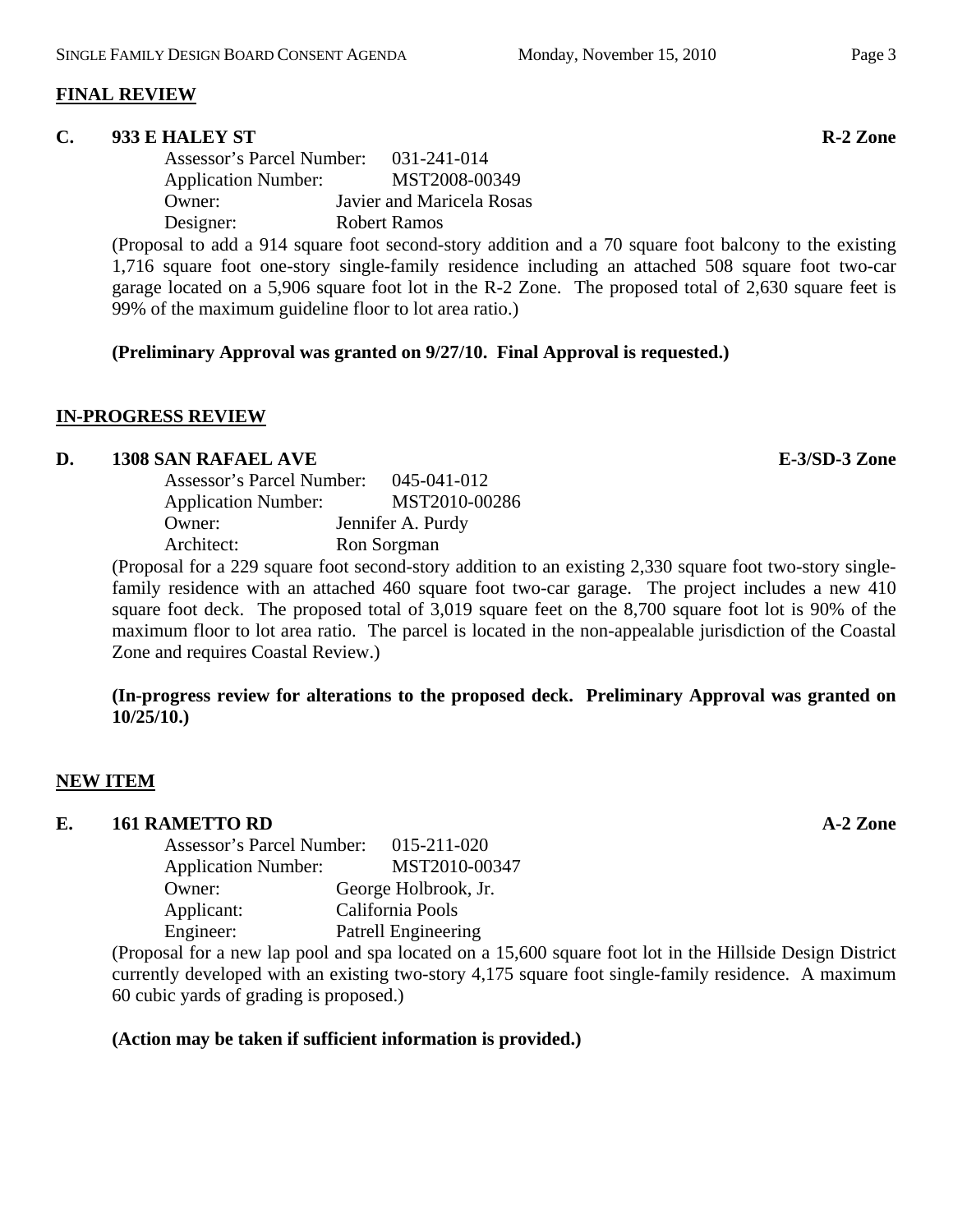## FINAL REVIEW

### C. 933 E HALEY ST — R-2 Zone

Assessor's Parcel Number: 031-241-014
Application Number: MST2008-00349
Owner: Javier and Maricela Rosas
Designer: Robert Ramos

(Proposal to add a 914 square foot second-story addition and a 70 square foot balcony to the existing 1,716 square foot one-story single-family residence including an attached 508 square foot two-car garage located on a 5,906 square foot lot in the R-2 Zone. The proposed total of 2,630 square feet is 99% of the maximum guideline floor to lot area ratio.)

**(Preliminary Approval was granted on 9/27/10. Final Approval is requested.)**

## IN-PROGRESS REVIEW

### D. 1308 SAN RAFAEL AVE — E-3/SD-3 Zone

Assessor's Parcel Number: 045-041-012
Application Number: MST2010-00286
Owner: Jennifer A. Purdy
Architect: Ron Sorgman

(Proposal for a 229 square foot second-story addition to an existing 2,330 square foot two-story single-family residence with an attached 460 square foot two-car garage. The project includes a new 410 square foot deck. The proposed total of 3,019 square feet on the 8,700 square foot lot is 90% of the maximum floor to lot area ratio. The parcel is located in the non-appealable jurisdiction of the Coastal Zone and requires Coastal Review.)

**(In-progress review for alterations to the proposed deck. Preliminary Approval was granted on 10/25/10.)**

## NEW ITEM

### E. 161 RAMETTO RD — A-2 Zone

Assessor's Parcel Number: 015-211-020
Application Number: MST2010-00347
Owner: George Holbrook, Jr.
Applicant: California Pools
Engineer: Patrell Engineering

(Proposal for a new lap pool and spa located on a 15,600 square foot lot in the Hillside Design District currently developed with an existing two-story 4,175 square foot single-family residence. A maximum 60 cubic yards of grading is proposed.)

**(Action may be taken if sufficient information is provided.)**